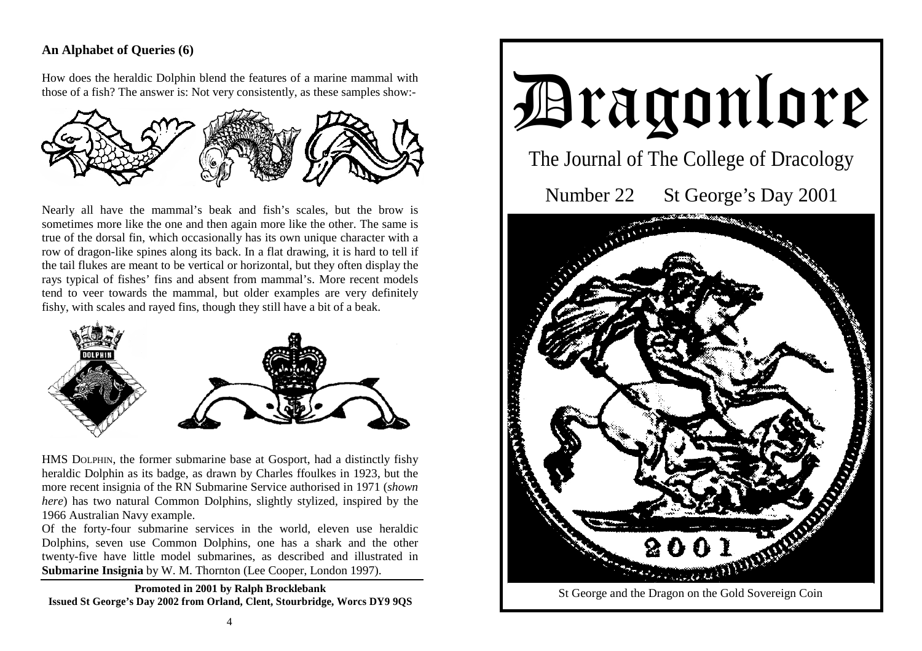## An Alphabet of Queries (6)

How does the heraldic Dolphin blend the features of a marine mammal with those of a fish? The answer is: Not very consistently, as these samples show:-

Nearly all have the mammal's beak and fish's scales, but the brow is sometimes more like the one and then again more like the other. The same is true of the dorsal fin, which occasionally has its own unique character with a row of dragon-like spines along its back. In a flat drawing, it is hard to tell if the tail flukes are meant to be vertical or horizontal, but they often display the rays typical of fishes' fins and absent from mammal's. More recent models tend to veer towards the mammal, but older examples are very definitely fishy, with scales and rayed fins, though they still have a bit of a beak.

HMS DOLPHIN, the former submarine base at Gosport, had a distinctly fishy heraldic Dolphin as its badge, as drawn by Charles ffoulkes in 1923, but the more recent insignia of the RN Submarine Service authorised in 1971 (*shown here*) has two natural Common Dolphins, slightly stylized, inspired by the 1966 Australian Navy example.

Of the forty-four submarine services in the world, eleven use heraldic Dolphins, seven use Common Dolphins, one has a shark and the other twenty-five have little model submarines, as described and illustrated in **Submarine Insignia** by W. M. Thornton (Lee Cooper, London 1997).

**Promoted in 2001 by Ralph Brocklebank**
**Issued St George's Day 2002 from Orland, Clent, Stourbridge, Worcs DY9 9QS**

# Dragonlore

The Journal of The College of Dracology

Number 22 St George's Day 2001

St George and the Dragon on the Gold Sovereign Coin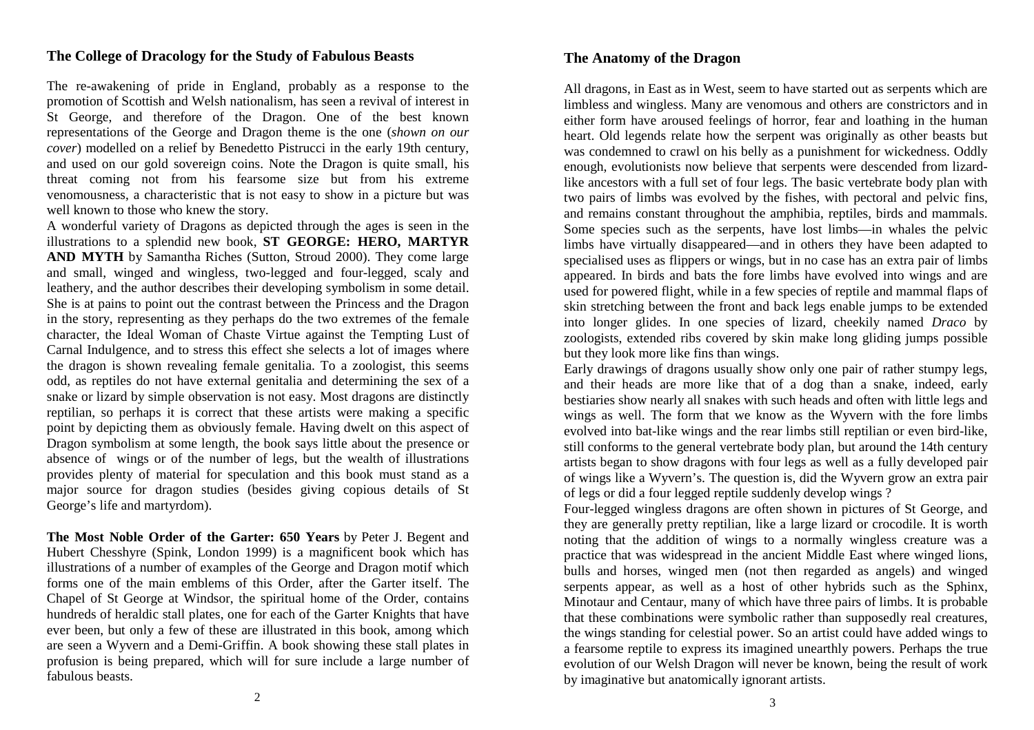## The College of Dracology for the Study of Fabulous Beasts

The re-awakening of pride in England, probably as a response to the promotion of Scottish and Welsh nationalism, has seen a revival of interest in St George, and therefore of the Dragon. One of the best known representations of the George and Dragon theme is the one (*shown on our cover*) modelled on a relief by Benedetto Pistrucci in the early 19th century, and used on our gold sovereign coins. Note the Dragon is quite small, his threat coming not from his fearsome size but from his extreme venomousness, a characteristic that is not easy to show in a picture but was well known to those who knew the story.

A wonderful variety of Dragons as depicted through the ages is seen in the illustrations to a splendid new book, **ST GEORGE: HERO, MARTYR AND MYTH** by Samantha Riches (Sutton, Stroud 2000). They come large and small, winged and wingless, two-legged and four-legged, scaly and leathery, and the author describes their developing symbolism in some detail. She is at pains to point out the contrast between the Princess and the Dragon in the story, representing as they perhaps do the two extremes of the female character, the Ideal Woman of Chaste Virtue against the Tempting Lust of Carnal Indulgence, and to stress this effect she selects a lot of images where the dragon is shown revealing female genitalia. To a zoologist, this seems odd, as reptiles do not have external genitalia and determining the sex of a snake or lizard by simple observation is not easy. Most dragons are distinctly reptilian, so perhaps it is correct that these artists were making a specific point by depicting them as obviously female. Having dwelt on this aspect of Dragon symbolism at some length, the book says little about the presence or absence of wings or of the number of legs, but the wealth of illustrations provides plenty of material for speculation and this book must stand as a major source for dragon studies (besides giving copious details of St George's life and martyrdom).

**The Most Noble Order of the Garter: 650 Years** by Peter J. Begent and Hubert Chesshyre (Spink, London 1999) is a magnificent book which has illustrations of a number of examples of the George and Dragon motif which forms one of the main emblems of this Order, after the Garter itself. The Chapel of St George at Windsor, the spiritual home of the Order, contains hundreds of heraldic stall plates, one for each of the Garter Knights that have ever been, but only a few of these are illustrated in this book, among which are seen a Wyvern and a Demi-Griffin. A book showing these stall plates in profusion is being prepared, which will for sure include a large number of fabulous beasts.

## The Anatomy of the Dragon

All dragons, in East as in West, seem to have started out as serpents which are limbless and wingless. Many are venomous and others are constrictors and in either form have aroused feelings of horror, fear and loathing in the human heart. Old legends relate how the serpent was originally as other beasts but was condemned to crawl on his belly as a punishment for wickedness. Oddly enough, evolutionists now believe that serpents were descended from lizard-like ancestors with a full set of four legs. The basic vertebrate body plan with two pairs of limbs was evolved by the fishes, with pectoral and pelvic fins, and remains constant throughout the amphibia, reptiles, birds and mammals. Some species such as the serpents, have lost limbs—in whales the pelvic limbs have virtually disappeared—and in others they have been adapted to specialised uses as flippers or wings, but in no case has an extra pair of limbs appeared. In birds and bats the fore limbs have evolved into wings and are used for powered flight, while in a few species of reptile and mammal flaps of skin stretching between the front and back legs enable jumps to be extended into longer glides. In one species of lizard, cheekily named *Draco* by zoologists, extended ribs covered by skin make long gliding jumps possible but they look more like fins than wings.

Early drawings of dragons usually show only one pair of rather stumpy legs, and their heads are more like that of a dog than a snake, indeed, early bestiaries show nearly all snakes with such heads and often with little legs and wings as well. The form that we know as the Wyvern with the fore limbs evolved into bat-like wings and the rear limbs still reptilian or even bird-like, still conforms to the general vertebrate body plan, but around the 14th century artists began to show dragons with four legs as well as a fully developed pair of wings like a Wyvern's. The question is, did the Wyvern grow an extra pair of legs or did a four legged reptile suddenly develop wings ?

Four-legged wingless dragons are often shown in pictures of St George, and they are generally pretty reptilian, like a large lizard or crocodile. It is worth noting that the addition of wings to a normally wingless creature was a practice that was widespread in the ancient Middle East where winged lions, bulls and horses, winged men (not then regarded as angels) and winged serpents appear, as well as a host of other hybrids such as the Sphinx, Minotaur and Centaur, many of which have three pairs of limbs. It is probable that these combinations were symbolic rather than supposedly real creatures, the wings standing for celestial power. So an artist could have added wings to a fearsome reptile to express its imagined unearthly powers. Perhaps the true evolution of our Welsh Dragon will never be known, being the result of work by imaginative but anatomically ignorant artists.